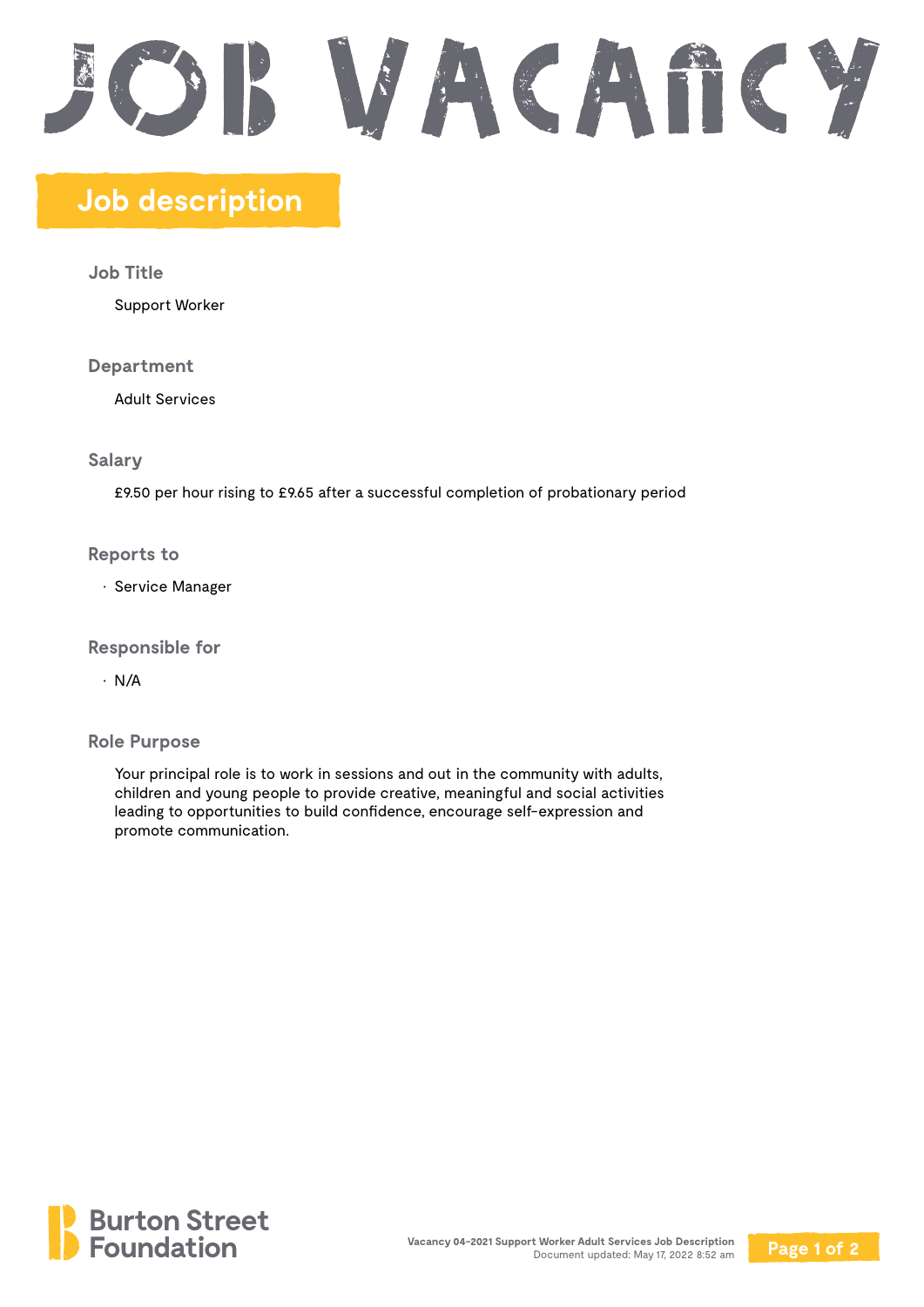# JOB VACANCY

## Job description

### Job Title

Support Worker

### Department

Adult Services

### Salary

£9.50 per hour rising to £9.65 after a successful completion of probationary period

### Reports to

- Service Manager

### Responsible for

- N/A

### Role Purpose

Your principal role is to work in sessions and out in the community with adults, children and young people to provide creative, meaningful and social activities leading to opportunities to build confidence, encourage self-expression and promote communication.

Burton Street Foundation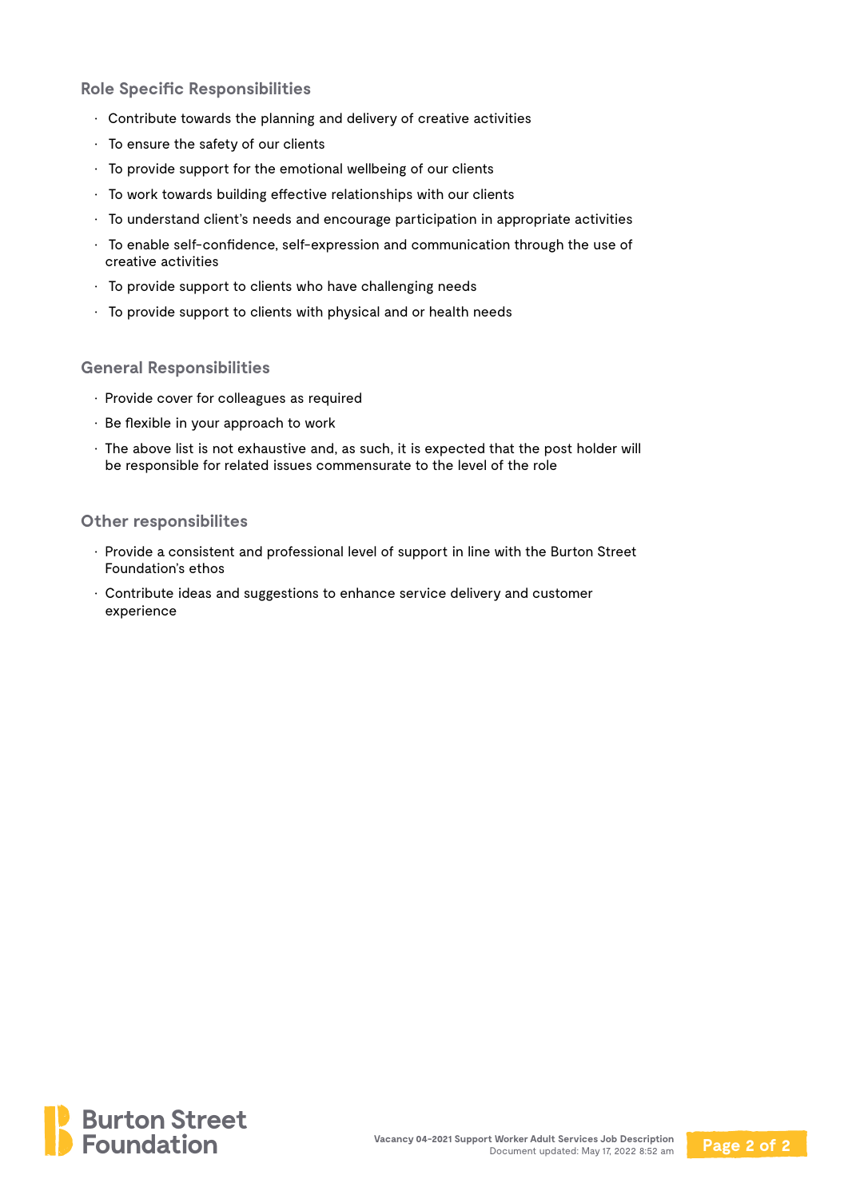## Role Specific Responsibilities

- Contribute towards the planning and delivery of creative activities
- To ensure the safety of our clients
- To provide support for the emotional wellbeing of our clients
- To work towards building effective relationships with our clients
- To understand client's needs and encourage participation in appropriate activities
- To enable self-confidence, self-expression and communication through the use of creative activities
- To provide support to clients who have challenging needs
- To provide support to clients with physical and or health needs

## General Responsibilities

- Provide cover for colleagues as required
- Be flexible in your approach to work
- The above list is not exhaustive and, as such, it is expected that the post holder will be responsible for related issues commensurate to the level of the role

## Other responsibilites

- Provide a consistent and professional level of support in line with the Burton Street Foundation's ethos
- Contribute ideas and suggestions to enhance service delivery and customer experience